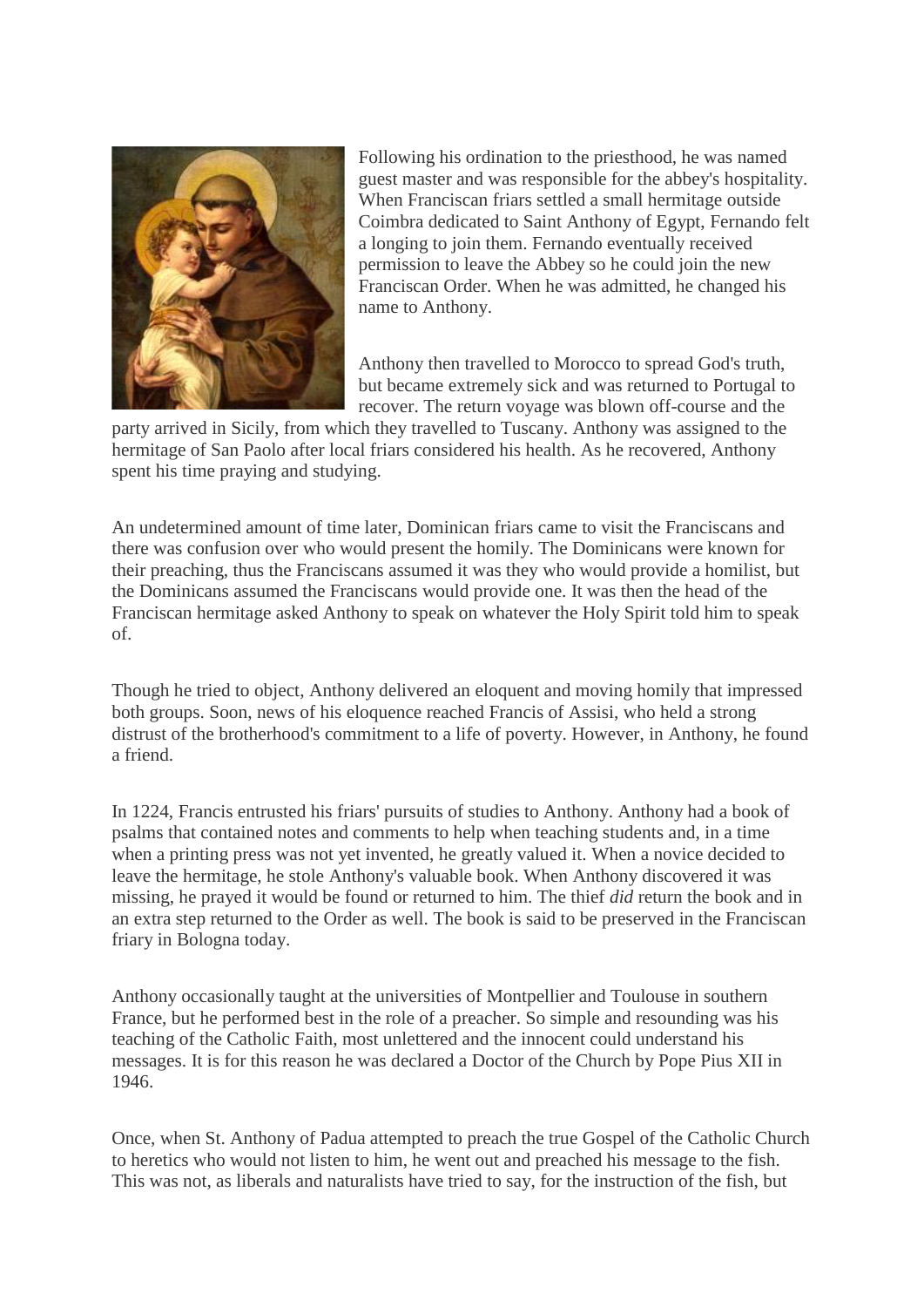Following his ordination to the priesthood, he was named guest master and was responsible for the abbey's hospitality. When Franciscan friars settled a small hermitage outside Coimbra dedicated to Saint Anthony of Egypt, Fernando felt a longing to join them. Fernando eventually received permission to leave the Abbey so he could join the new Franciscan Order. When he was admitted, he changed his name to Anthony.

Anthony then travelled to Morocco to spread God's truth, but became extremely sick and was returned to Portugal to recover. The return voyage was blown off-course and the party arrived in Sicily, from which they travelled to Tuscany. Anthony was assigned to the hermitage of San Paolo after local friars considered his health. As he recovered, Anthony spent his time praying and studying.

An undetermined amount of time later, Dominican friars came to visit the Franciscans and there was confusion over who would present the homily. The Dominicans were known for their preaching, thus the Franciscans assumed it was they who would provide a homilist, but the Dominicans assumed the Franciscans would provide one. It was then the head of the Franciscan hermitage asked Anthony to speak on whatever the Holy Spirit told him to speak of.

Though he tried to object, Anthony delivered an eloquent and moving homily that impressed both groups. Soon, news of his eloquence reached Francis of Assisi, who held a strong distrust of the brotherhood's commitment to a life of poverty. However, in Anthony, he found a friend.

In 1224, Francis entrusted his friars' pursuits of studies to Anthony. Anthony had a book of psalms that contained notes and comments to help when teaching students and, in a time when a printing press was not yet invented, he greatly valued it. When a novice decided to leave the hermitage, he stole Anthony's valuable book. When Anthony discovered it was missing, he prayed it would be found or returned to him. The thief *did* return the book and in an extra step returned to the Order as well. The book is said to be preserved in the Franciscan friary in Bologna today.

Anthony occasionally taught at the universities of Montpellier and Toulouse in southern France, but he performed best in the role of a preacher. So simple and resounding was his teaching of the Catholic Faith, most unlettered and the innocent could understand his messages. It is for this reason he was declared a Doctor of the Church by Pope Pius XII in 1946.

Once, when St. Anthony of Padua attempted to preach the true Gospel of the Catholic Church to heretics who would not listen to him, he went out and preached his message to the fish. This was not, as liberals and naturalists have tried to say, for the instruction of the fish, but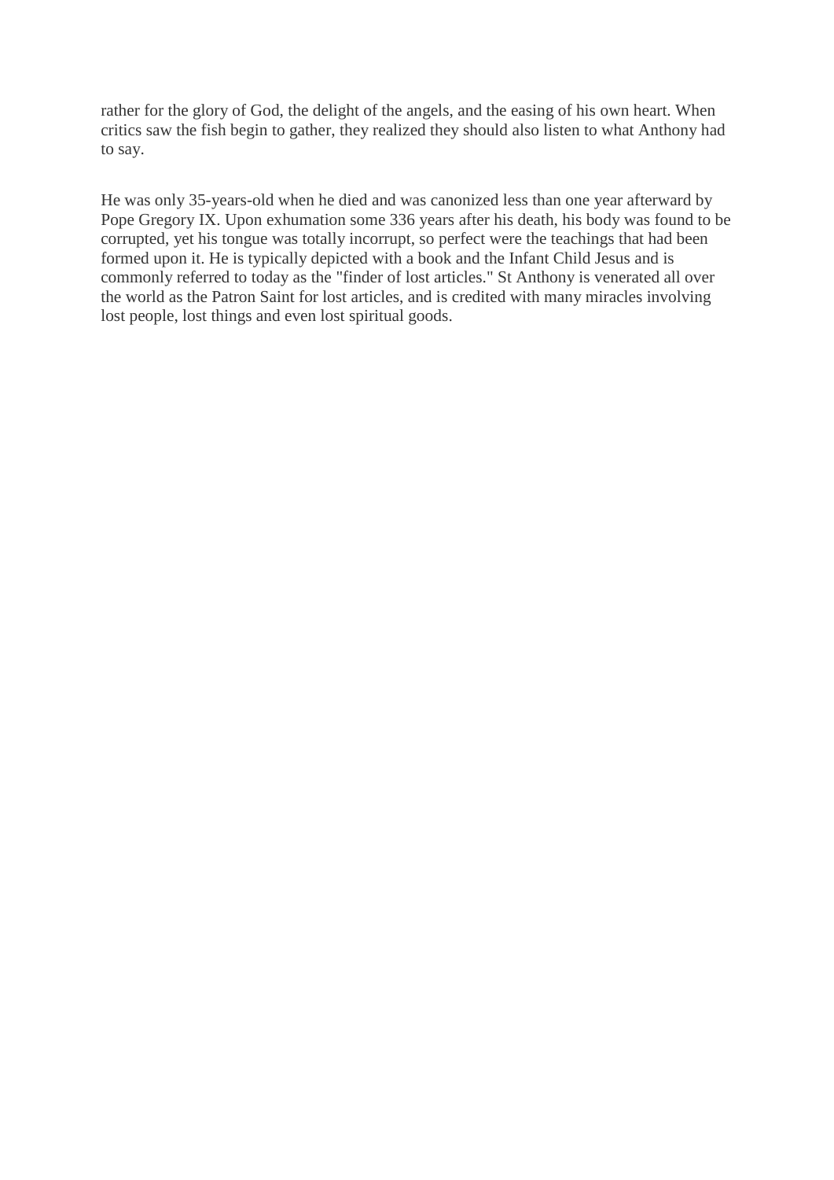rather for the glory of God, the delight of the angels, and the easing of his own heart. When critics saw the fish begin to gather, they realized they should also listen to what Anthony had to say.

He was only 35-years-old when he died and was canonized less than one year afterward by Pope Gregory IX. Upon exhumation some 336 years after his death, his body was found to be corrupted, yet his tongue was totally incorrupt, so perfect were the teachings that had been formed upon it. He is typically depicted with a book and the Infant Child Jesus and is commonly referred to today as the "finder of lost articles." St Anthony is venerated all over the world as the Patron Saint for lost articles, and is credited with many miracles involving lost people, lost things and even lost spiritual goods.